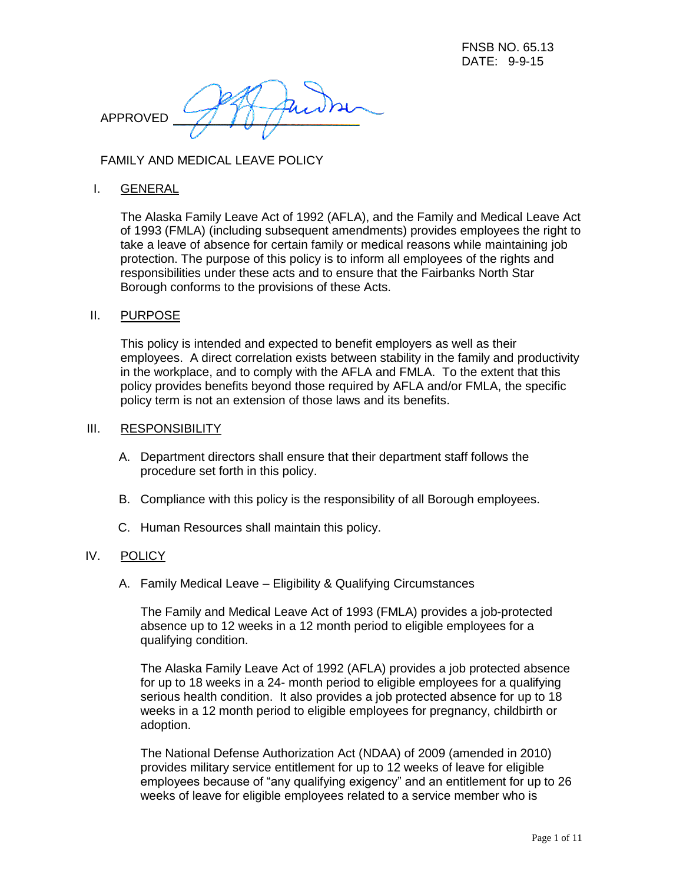FNSB NO. 65.13
DATE: 9-9-15

APPROVED ____________________

# FAMILY AND MEDICAL LEAVE POLICY

## I. GENERAL

The Alaska Family Leave Act of 1992 (AFLA), and the Family and Medical Leave Act of 1993 (FMLA) (including subsequent amendments) provides employees the right to take a leave of absence for certain family or medical reasons while maintaining job protection. The purpose of this policy is to inform all employees of the rights and responsibilities under these acts and to ensure that the Fairbanks North Star Borough conforms to the provisions of these Acts.

## II. PURPOSE

This policy is intended and expected to benefit employers as well as their employees. A direct correlation exists between stability in the family and productivity in the workplace, and to comply with the AFLA and FMLA. To the extent that this policy provides benefits beyond those required by AFLA and/or FMLA, the specific policy term is not an extension of those laws and its benefits.

## III. RESPONSIBILITY

A. Department directors shall ensure that their department staff follows the procedure set forth in this policy.

B. Compliance with this policy is the responsibility of all Borough employees.

C. Human Resources shall maintain this policy.

## IV. POLICY

A. Family Medical Leave – Eligibility & Qualifying Circumstances

The Family and Medical Leave Act of 1993 (FMLA) provides a job-protected absence up to 12 weeks in a 12 month period to eligible employees for a qualifying condition.

The Alaska Family Leave Act of 1992 (AFLA) provides a job protected absence for up to 18 weeks in a 24- month period to eligible employees for a qualifying serious health condition. It also provides a job protected absence for up to 18 weeks in a 12 month period to eligible employees for pregnancy, childbirth or adoption.

The National Defense Authorization Act (NDAA) of 2009 (amended in 2010) provides military service entitlement for up to 12 weeks of leave for eligible employees because of "any qualifying exigency" and an entitlement for up to 26 weeks of leave for eligible employees related to a service member who is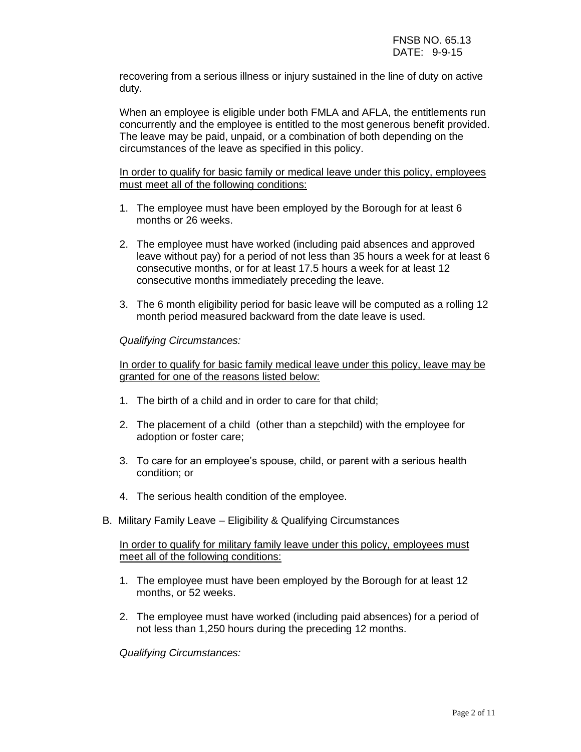recovering from a serious illness or injury sustained in the line of duty on active duty.

When an employee is eligible under both FMLA and AFLA, the entitlements run concurrently and the employee is entitled to the most generous benefit provided. The leave may be paid, unpaid, or a combination of both depending on the circumstances of the leave as specified in this policy.

In order to qualify for basic family or medical leave under this policy, employees must meet all of the following conditions:

1. The employee must have been employed by the Borough for at least 6 months or 26 weeks.

2. The employee must have worked (including paid absences and approved leave without pay) for a period of not less than 35 hours a week for at least 6 consecutive months, or for at least 17.5 hours a week for at least 12 consecutive months immediately preceding the leave.

3. The 6 month eligibility period for basic leave will be computed as a rolling 12 month period measured backward from the date leave is used.

*Qualifying Circumstances:*

In order to qualify for basic family medical leave under this policy, leave may be granted for one of the reasons listed below:

1. The birth of a child and in order to care for that child;

2. The placement of a child (other than a stepchild) with the employee for adoption or foster care;

3. To care for an employee's spouse, child, or parent with a serious health condition; or

4. The serious health condition of the employee.

B. Military Family Leave – Eligibility & Qualifying Circumstances

In order to qualify for military family leave under this policy, employees must meet all of the following conditions:

1. The employee must have been employed by the Borough for at least 12 months, or 52 weeks.

2. The employee must have worked (including paid absences) for a period of not less than 1,250 hours during the preceding 12 months.

*Qualifying Circumstances:*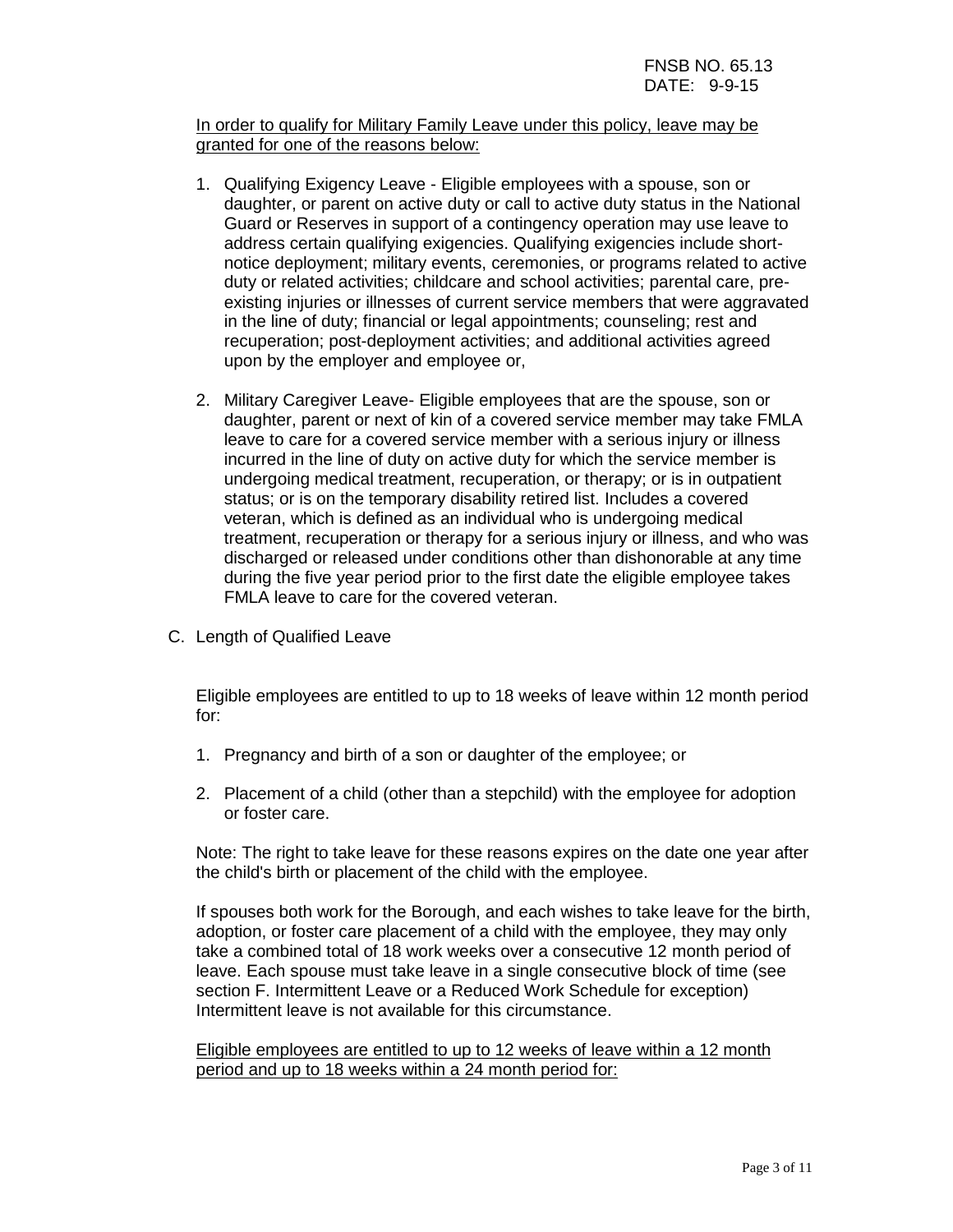In order to qualify for Military Family Leave under this policy, leave may be granted for one of the reasons below:

1. Qualifying Exigency Leave - Eligible employees with a spouse, son or daughter, or parent on active duty or call to active duty status in the National Guard or Reserves in support of a contingency operation may use leave to address certain qualifying exigencies. Qualifying exigencies include short-notice deployment; military events, ceremonies, or programs related to active duty or related activities; childcare and school activities; parental care, pre-existing injuries or illnesses of current service members that were aggravated in the line of duty; financial or legal appointments; counseling; rest and recuperation; post-deployment activities; and additional activities agreed upon by the employer and employee or,

2. Military Caregiver Leave- Eligible employees that are the spouse, son or daughter, parent or next of kin of a covered service member may take FMLA leave to care for a covered service member with a serious injury or illness incurred in the line of duty on active duty for which the service member is undergoing medical treatment, recuperation, or therapy; or is in outpatient status; or is on the temporary disability retired list. Includes a covered veteran, which is defined as an individual who is undergoing medical treatment, recuperation or therapy for a serious injury or illness, and who was discharged or released under conditions other than dishonorable at any time during the five year period prior to the first date the eligible employee takes FMLA leave to care for the covered veteran.

C. Length of Qualified Leave

Eligible employees are entitled to up to 18 weeks of leave within 12 month period for:

1. Pregnancy and birth of a son or daughter of the employee; or

2. Placement of a child (other than a stepchild) with the employee for adoption or foster care.

Note: The right to take leave for these reasons expires on the date one year after the child's birth or placement of the child with the employee.

If spouses both work for the Borough, and each wishes to take leave for the birth, adoption, or foster care placement of a child with the employee, they may only take a combined total of 18 work weeks over a consecutive 12 month period of leave. Each spouse must take leave in a single consecutive block of time (see section F. Intermittent Leave or a Reduced Work Schedule for exception) Intermittent leave is not available for this circumstance.

Eligible employees are entitled to up to 12 weeks of leave within a 12 month period and up to 18 weeks within a 24 month period for: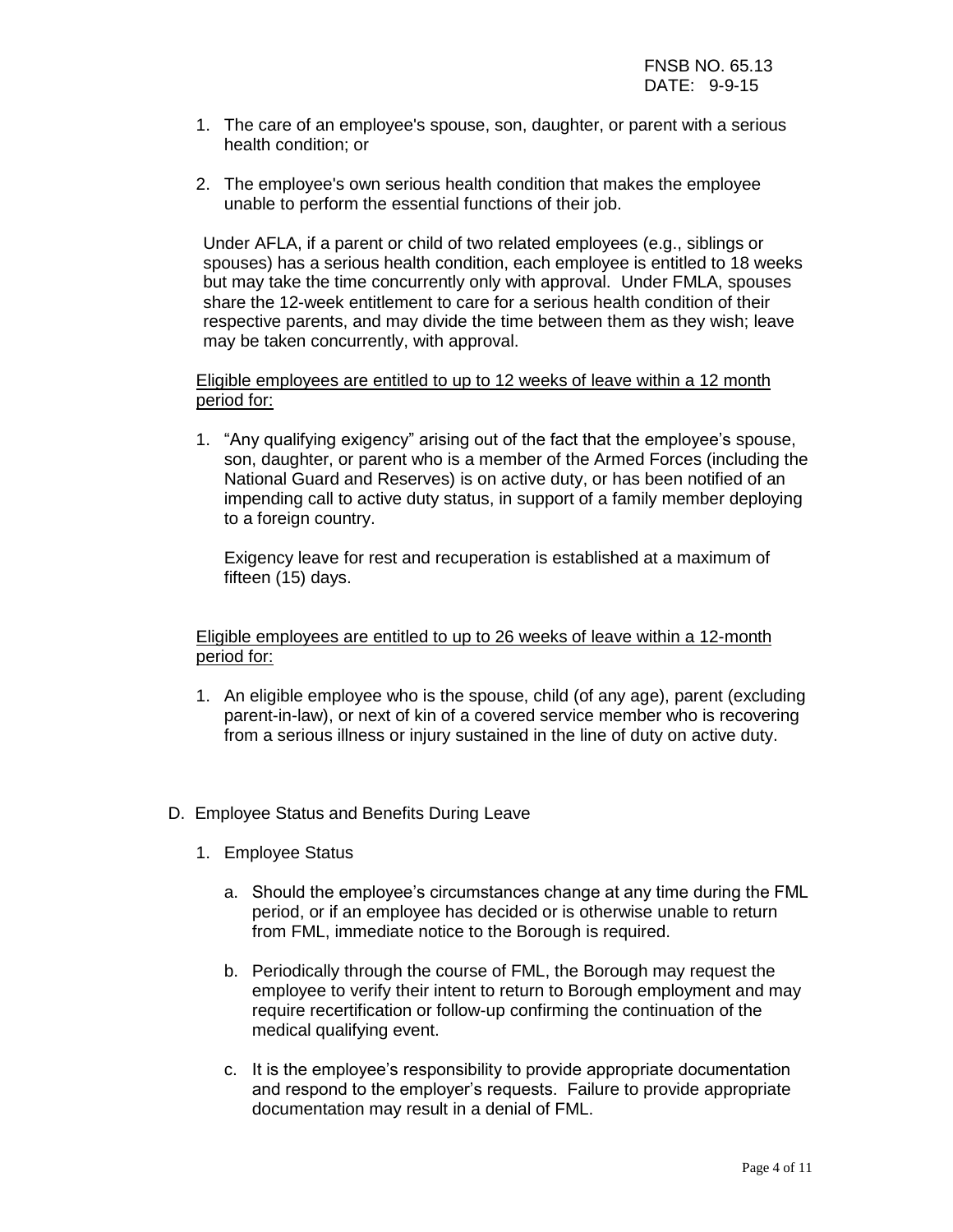1. The care of an employee's spouse, son, daughter, or parent with a serious health condition; or

2. The employee's own serious health condition that makes the employee unable to perform the essential functions of their job.

Under AFLA, if a parent or child of two related employees (e.g., siblings or spouses) has a serious health condition, each employee is entitled to 18 weeks but may take the time concurrently only with approval. Under FMLA, spouses share the 12-week entitlement to care for a serious health condition of their respective parents, and may divide the time between them as they wish; leave may be taken concurrently, with approval.

<u>Eligible employees are entitled to up to 12 weeks of leave within a 12 month period for:</u>

1. "Any qualifying exigency" arising out of the fact that the employee's spouse, son, daughter, or parent who is a member of the Armed Forces (including the National Guard and Reserves) is on active duty, or has been notified of an impending call to active duty status, in support of a family member deploying to a foreign country.

   Exigency leave for rest and recuperation is established at a maximum of fifteen (15) days.

<u>Eligible employees are entitled to up to 26 weeks of leave within a 12-month period for:</u>

1. An eligible employee who is the spouse, child (of any age), parent (excluding parent-in-law), or next of kin of a covered service member who is recovering from a serious illness or injury sustained in the line of duty on active duty.

D. Employee Status and Benefits During Leave

   1. Employee Status

      a. Should the employee's circumstances change at any time during the FML period, or if an employee has decided or is otherwise unable to return from FML, immediate notice to the Borough is required.

      b. Periodically through the course of FML, the Borough may request the employee to verify their intent to return to Borough employment and may require recertification or follow-up confirming the continuation of the medical qualifying event.

      c. It is the employee's responsibility to provide appropriate documentation and respond to the employer's requests. Failure to provide appropriate documentation may result in a denial of FML.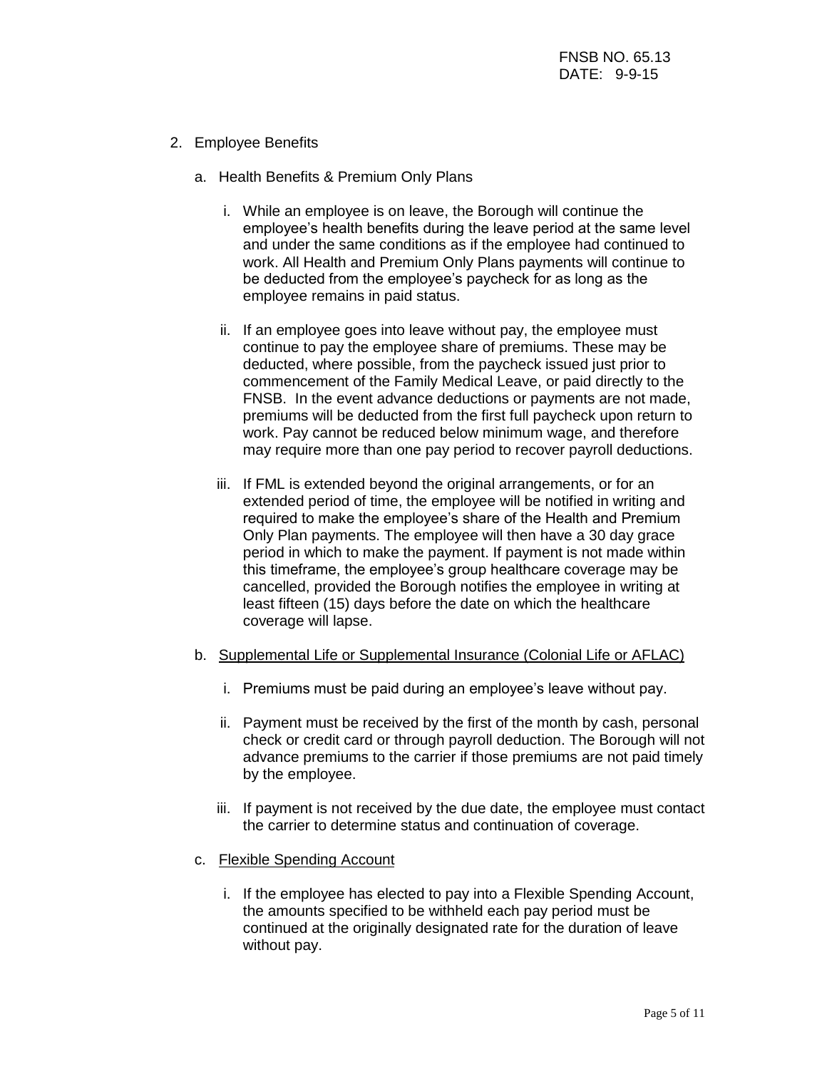2. Employee Benefits

   a. Health Benefits & Premium Only Plans

      i. While an employee is on leave, the Borough will continue the employee's health benefits during the leave period at the same level and under the same conditions as if the employee had continued to work. All Health and Premium Only Plans payments will continue to be deducted from the employee's paycheck for as long as the employee remains in paid status.

      ii. If an employee goes into leave without pay, the employee must continue to pay the employee share of premiums. These may be deducted, where possible, from the paycheck issued just prior to commencement of the Family Medical Leave, or paid directly to the FNSB. In the event advance deductions or payments are not made, premiums will be deducted from the first full paycheck upon return to work. Pay cannot be reduced below minimum wage, and therefore may require more than one pay period to recover payroll deductions.

      iii. If FML is extended beyond the original arrangements, or for an extended period of time, the employee will be notified in writing and required to make the employee's share of the Health and Premium Only Plan payments. The employee will then have a 30 day grace period in which to make the payment. If payment is not made within this timeframe, the employee's group healthcare coverage may be cancelled, provided the Borough notifies the employee in writing at least fifteen (15) days before the date on which the healthcare coverage will lapse.

   b. <u>Supplemental Life or Supplemental Insurance (Colonial Life or AFLAC)</u>

      i. Premiums must be paid during an employee's leave without pay.

      ii. Payment must be received by the first of the month by cash, personal check or credit card or through payroll deduction. The Borough will not advance premiums to the carrier if those premiums are not paid timely by the employee.

      iii. If payment is not received by the due date, the employee must contact the carrier to determine status and continuation of coverage.

   c. <u>Flexible Spending Account</u>

      i. If the employee has elected to pay into a Flexible Spending Account, the amounts specified to be withheld each pay period must be continued at the originally designated rate for the duration of leave without pay.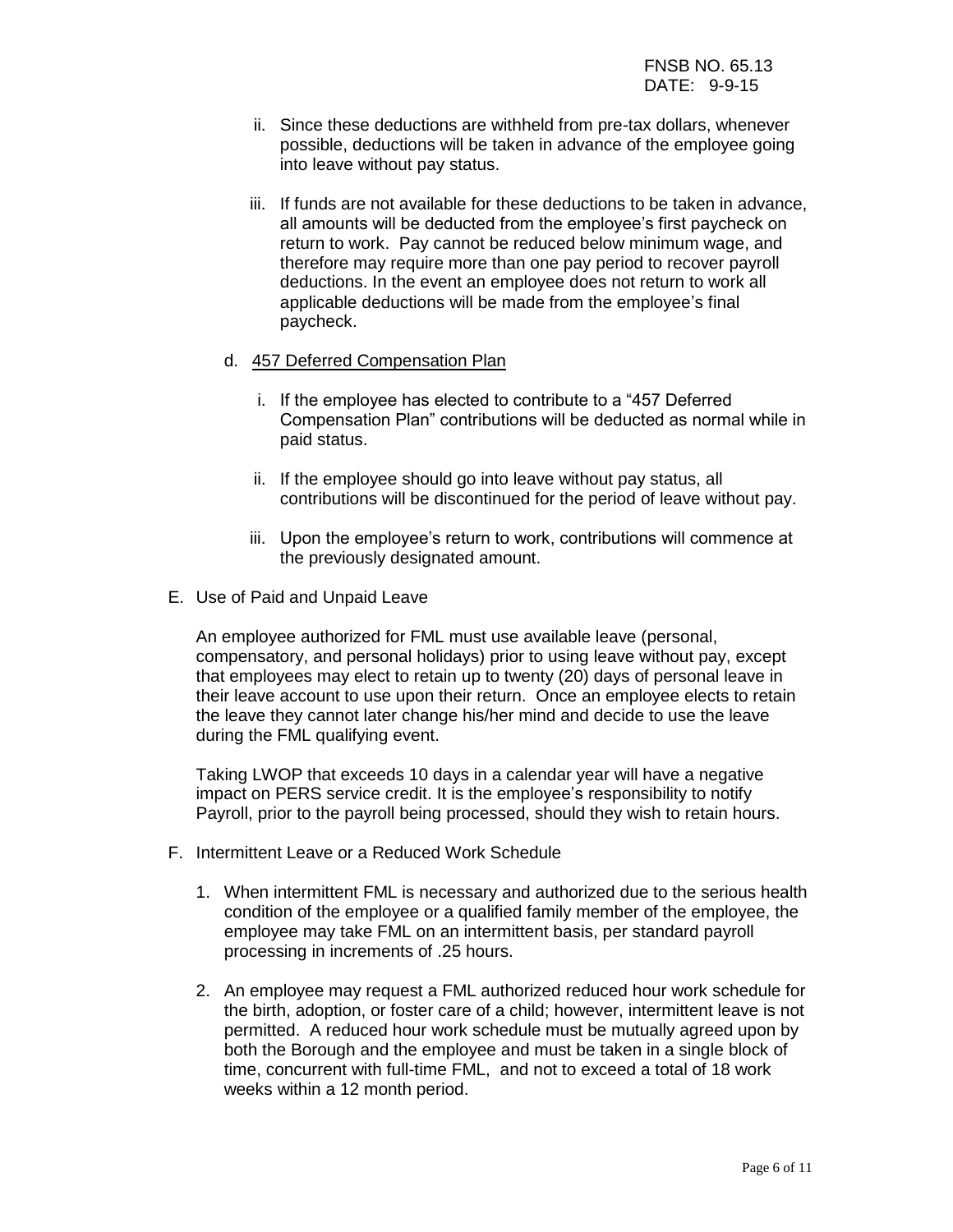ii. Since these deductions are withheld from pre-tax dollars, whenever possible, deductions will be taken in advance of the employee going into leave without pay status.

iii. If funds are not available for these deductions to be taken in advance, all amounts will be deducted from the employee's first paycheck on return to work. Pay cannot be reduced below minimum wage, and therefore may require more than one pay period to recover payroll deductions. In the event an employee does not return to work all applicable deductions will be made from the employee's final paycheck.

d. <u>457 Deferred Compensation Plan</u>

i. If the employee has elected to contribute to a "457 Deferred Compensation Plan" contributions will be deducted as normal while in paid status.

ii. If the employee should go into leave without pay status, all contributions will be discontinued for the period of leave without pay.

iii. Upon the employee's return to work, contributions will commence at the previously designated amount.

E. Use of Paid and Unpaid Leave

An employee authorized for FML must use available leave (personal, compensatory, and personal holidays) prior to using leave without pay, except that employees may elect to retain up to twenty (20) days of personal leave in their leave account to use upon their return. Once an employee elects to retain the leave they cannot later change his/her mind and decide to use the leave during the FML qualifying event.

Taking LWOP that exceeds 10 days in a calendar year will have a negative impact on PERS service credit. It is the employee's responsibility to notify Payroll, prior to the payroll being processed, should they wish to retain hours.

F. Intermittent Leave or a Reduced Work Schedule

1. When intermittent FML is necessary and authorized due to the serious health condition of the employee or a qualified family member of the employee, the employee may take FML on an intermittent basis, per standard payroll processing in increments of .25 hours.

2. An employee may request a FML authorized reduced hour work schedule for the birth, adoption, or foster care of a child; however, intermittent leave is not permitted. A reduced hour work schedule must be mutually agreed upon by both the Borough and the employee and must be taken in a single block of time, concurrent with full-time FML, and not to exceed a total of 18 work weeks within a 12 month period.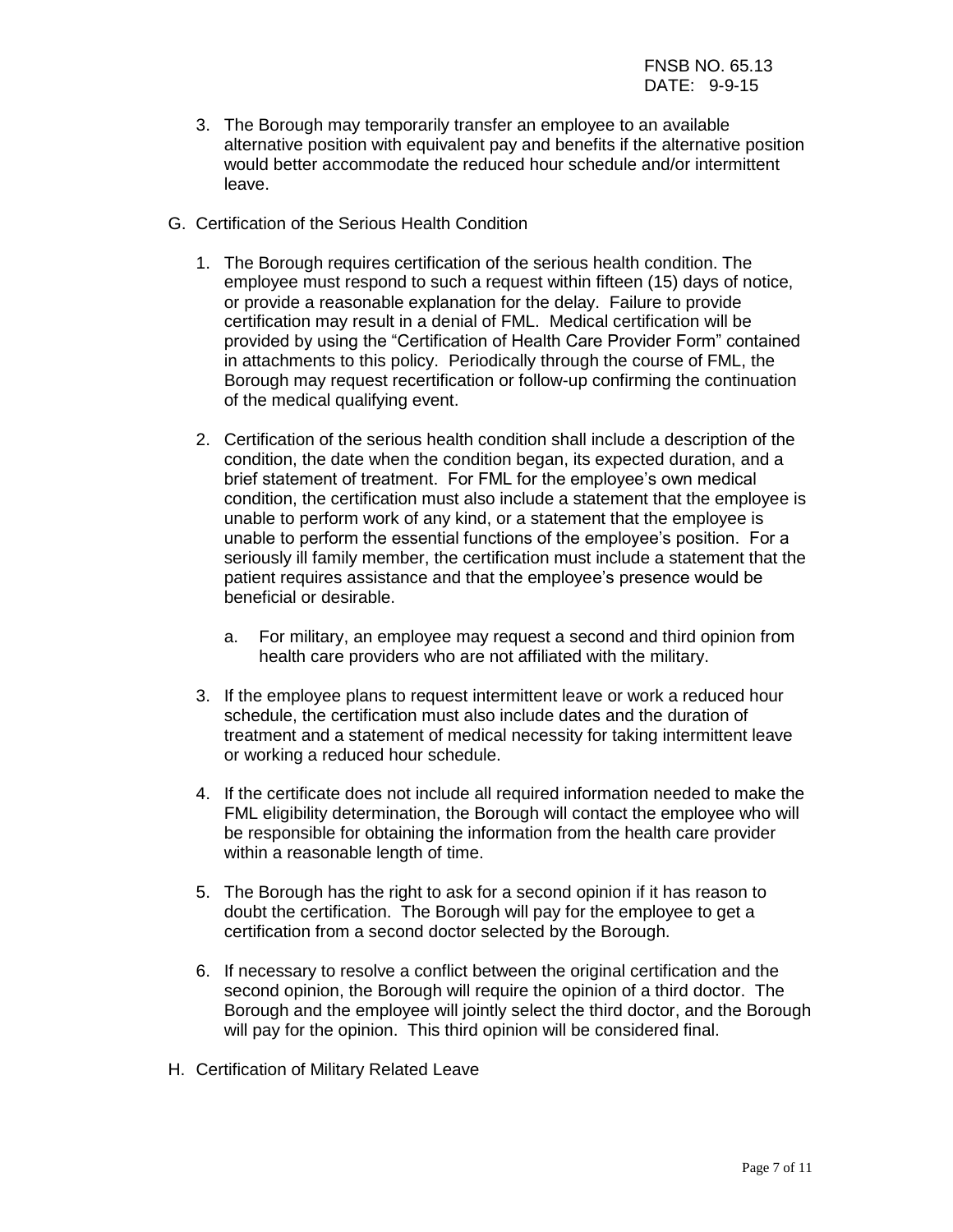3. The Borough may temporarily transfer an employee to an available alternative position with equivalent pay and benefits if the alternative position would better accommodate the reduced hour schedule and/or intermittent leave.

G. Certification of the Serious Health Condition

1. The Borough requires certification of the serious health condition. The employee must respond to such a request within fifteen (15) days of notice, or provide a reasonable explanation for the delay. Failure to provide certification may result in a denial of FML. Medical certification will be provided by using the "Certification of Health Care Provider Form" contained in attachments to this policy. Periodically through the course of FML, the Borough may request recertification or follow-up confirming the continuation of the medical qualifying event.

2. Certification of the serious health condition shall include a description of the condition, the date when the condition began, its expected duration, and a brief statement of treatment. For FML for the employee's own medical condition, the certification must also include a statement that the employee is unable to perform work of any kind, or a statement that the employee is unable to perform the essential functions of the employee's position. For a seriously ill family member, the certification must include a statement that the patient requires assistance and that the employee's presence would be beneficial or desirable.

   a. For military, an employee may request a second and third opinion from health care providers who are not affiliated with the military.

3. If the employee plans to request intermittent leave or work a reduced hour schedule, the certification must also include dates and the duration of treatment and a statement of medical necessity for taking intermittent leave or working a reduced hour schedule.

4. If the certificate does not include all required information needed to make the FML eligibility determination, the Borough will contact the employee who will be responsible for obtaining the information from the health care provider within a reasonable length of time.

5. The Borough has the right to ask for a second opinion if it has reason to doubt the certification. The Borough will pay for the employee to get a certification from a second doctor selected by the Borough.

6. If necessary to resolve a conflict between the original certification and the second opinion, the Borough will require the opinion of a third doctor. The Borough and the employee will jointly select the third doctor, and the Borough will pay for the opinion. This third opinion will be considered final.

H. Certification of Military Related Leave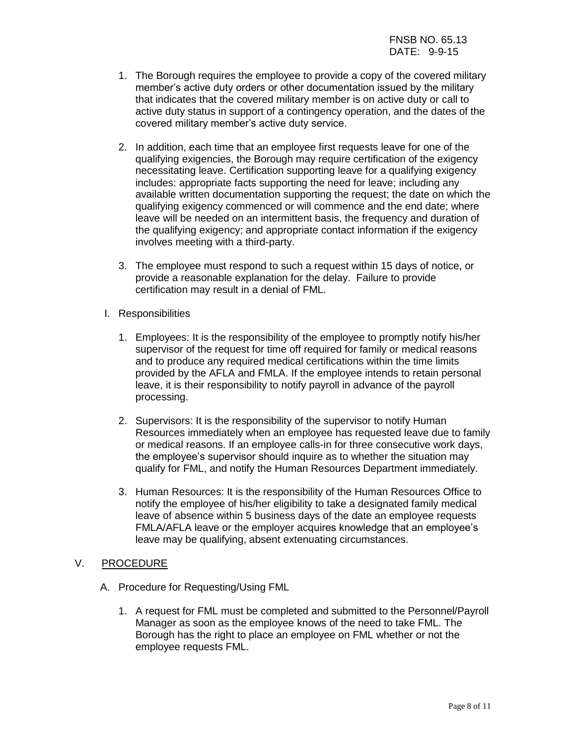1. The Borough requires the employee to provide a copy of the covered military member's active duty orders or other documentation issued by the military that indicates that the covered military member is on active duty or call to active duty status in support of a contingency operation, and the dates of the covered military member's active duty service.

2. In addition, each time that an employee first requests leave for one of the qualifying exigencies, the Borough may require certification of the exigency necessitating leave. Certification supporting leave for a qualifying exigency includes: appropriate facts supporting the need for leave; including any available written documentation supporting the request; the date on which the qualifying exigency commenced or will commence and the end date; where leave will be needed on an intermittent basis, the frequency and duration of the qualifying exigency; and appropriate contact information if the exigency involves meeting with a third-party.

3. The employee must respond to such a request within 15 days of notice, or provide a reasonable explanation for the delay. Failure to provide certification may result in a denial of FML.

I. Responsibilities

1. Employees: It is the responsibility of the employee to promptly notify his/her supervisor of the request for time off required for family or medical reasons and to produce any required medical certifications within the time limits provided by the AFLA and FMLA. If the employee intends to retain personal leave, it is their responsibility to notify payroll in advance of the payroll processing.

2. Supervisors: It is the responsibility of the supervisor to notify Human Resources immediately when an employee has requested leave due to family or medical reasons. If an employee calls-in for three consecutive work days, the employee's supervisor should inquire as to whether the situation may qualify for FML, and notify the Human Resources Department immediately.

3. Human Resources: It is the responsibility of the Human Resources Office to notify the employee of his/her eligibility to take a designated family medical leave of absence within 5 business days of the date an employee requests FMLA/AFLA leave or the employer acquires knowledge that an employee's leave may be qualifying, absent extenuating circumstances.

## V. PROCEDURE

A. Procedure for Requesting/Using FML

1. A request for FML must be completed and submitted to the Personnel/Payroll Manager as soon as the employee knows of the need to take FML. The Borough has the right to place an employee on FML whether or not the employee requests FML.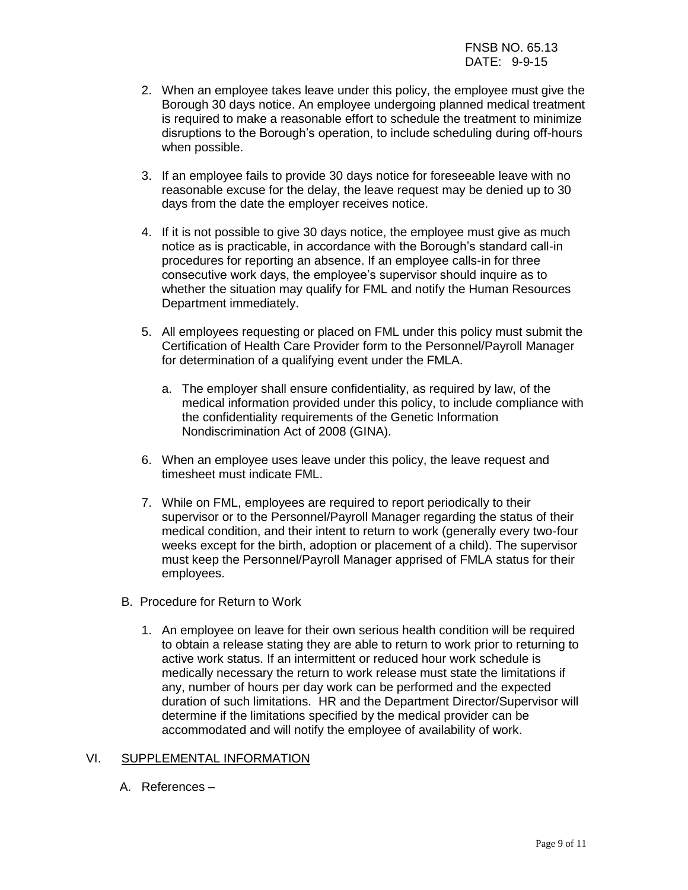2. When an employee takes leave under this policy, the employee must give the Borough 30 days notice. An employee undergoing planned medical treatment is required to make a reasonable effort to schedule the treatment to minimize disruptions to the Borough's operation, to include scheduling during off-hours when possible.

3. If an employee fails to provide 30 days notice for foreseeable leave with no reasonable excuse for the delay, the leave request may be denied up to 30 days from the date the employer receives notice.

4. If it is not possible to give 30 days notice, the employee must give as much notice as is practicable, in accordance with the Borough's standard call-in procedures for reporting an absence. If an employee calls-in for three consecutive work days, the employee's supervisor should inquire as to whether the situation may qualify for FML and notify the Human Resources Department immediately.

5. All employees requesting or placed on FML under this policy must submit the Certification of Health Care Provider form to the Personnel/Payroll Manager for determination of a qualifying event under the FMLA.

   a. The employer shall ensure confidentiality, as required by law, of the medical information provided under this policy, to include compliance with the confidentiality requirements of the Genetic Information Nondiscrimination Act of 2008 (GINA).

6. When an employee uses leave under this policy, the leave request and timesheet must indicate FML.

7. While on FML, employees are required to report periodically to their supervisor or to the Personnel/Payroll Manager regarding the status of their medical condition, and their intent to return to work (generally every two-four weeks except for the birth, adoption or placement of a child). The supervisor must keep the Personnel/Payroll Manager apprised of FMLA status for their employees.

B. Procedure for Return to Work

1. An employee on leave for their own serious health condition will be required to obtain a release stating they are able to return to work prior to returning to active work status. If an intermittent or reduced hour work schedule is medically necessary the return to work release must state the limitations if any, number of hours per day work can be performed and the expected duration of such limitations. HR and the Department Director/Supervisor will determine if the limitations specified by the medical provider can be accommodated and will notify the employee of availability of work.

## VI. SUPPLEMENTAL INFORMATION

A. References –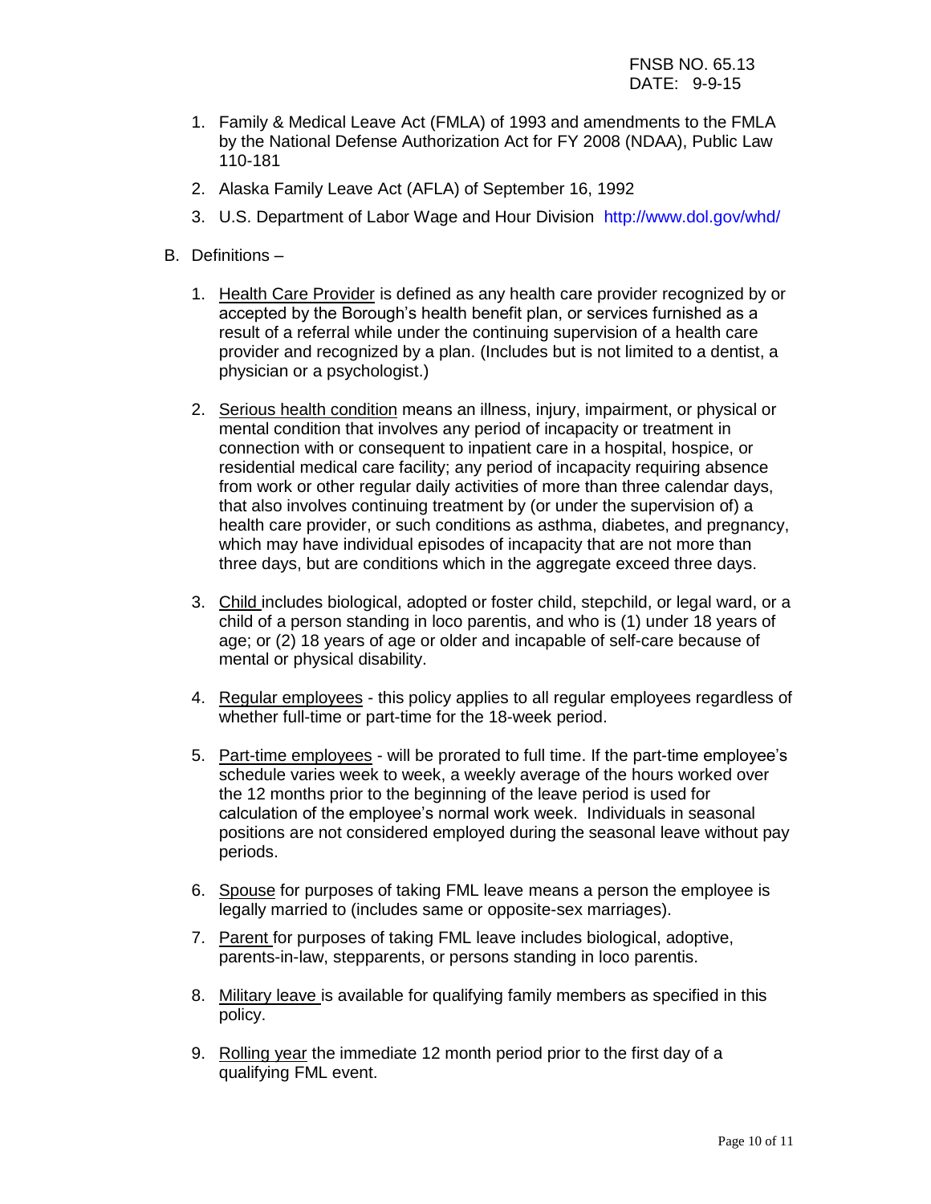1. Family & Medical Leave Act (FMLA) of 1993 and amendments to the FMLA by the National Defense Authorization Act for FY 2008 (NDAA), Public Law 110-181

2. Alaska Family Leave Act (AFLA) of September 16, 1992

3. U.S. Department of Labor Wage and Hour Division http://www.dol.gov/whd/

B. Definitions –

1. Health Care Provider is defined as any health care provider recognized by or accepted by the Borough's health benefit plan, or services furnished as a result of a referral while under the continuing supervision of a health care provider and recognized by a plan. (Includes but is not limited to a dentist, a physician or a psychologist.)

2. Serious health condition means an illness, injury, impairment, or physical or mental condition that involves any period of incapacity or treatment in connection with or consequent to inpatient care in a hospital, hospice, or residential medical care facility; any period of incapacity requiring absence from work or other regular daily activities of more than three calendar days, that also involves continuing treatment by (or under the supervision of) a health care provider, or such conditions as asthma, diabetes, and pregnancy, which may have individual episodes of incapacity that are not more than three days, but are conditions which in the aggregate exceed three days.

3. Child includes biological, adopted or foster child, stepchild, or legal ward, or a child of a person standing in loco parentis, and who is (1) under 18 years of age; or (2) 18 years of age or older and incapable of self-care because of mental or physical disability.

4. Regular employees - this policy applies to all regular employees regardless of whether full-time or part-time for the 18-week period.

5. Part-time employees - will be prorated to full time. If the part-time employee's schedule varies week to week, a weekly average of the hours worked over the 12 months prior to the beginning of the leave period is used for calculation of the employee's normal work week. Individuals in seasonal positions are not considered employed during the seasonal leave without pay periods.

6. Spouse for purposes of taking FML leave means a person the employee is legally married to (includes same or opposite-sex marriages).

7. Parent for purposes of taking FML leave includes biological, adoptive, parents-in-law, stepparents, or persons standing in loco parentis.

8. Military leave is available for qualifying family members as specified in this policy.

9. Rolling year the immediate 12 month period prior to the first day of a qualifying FML event.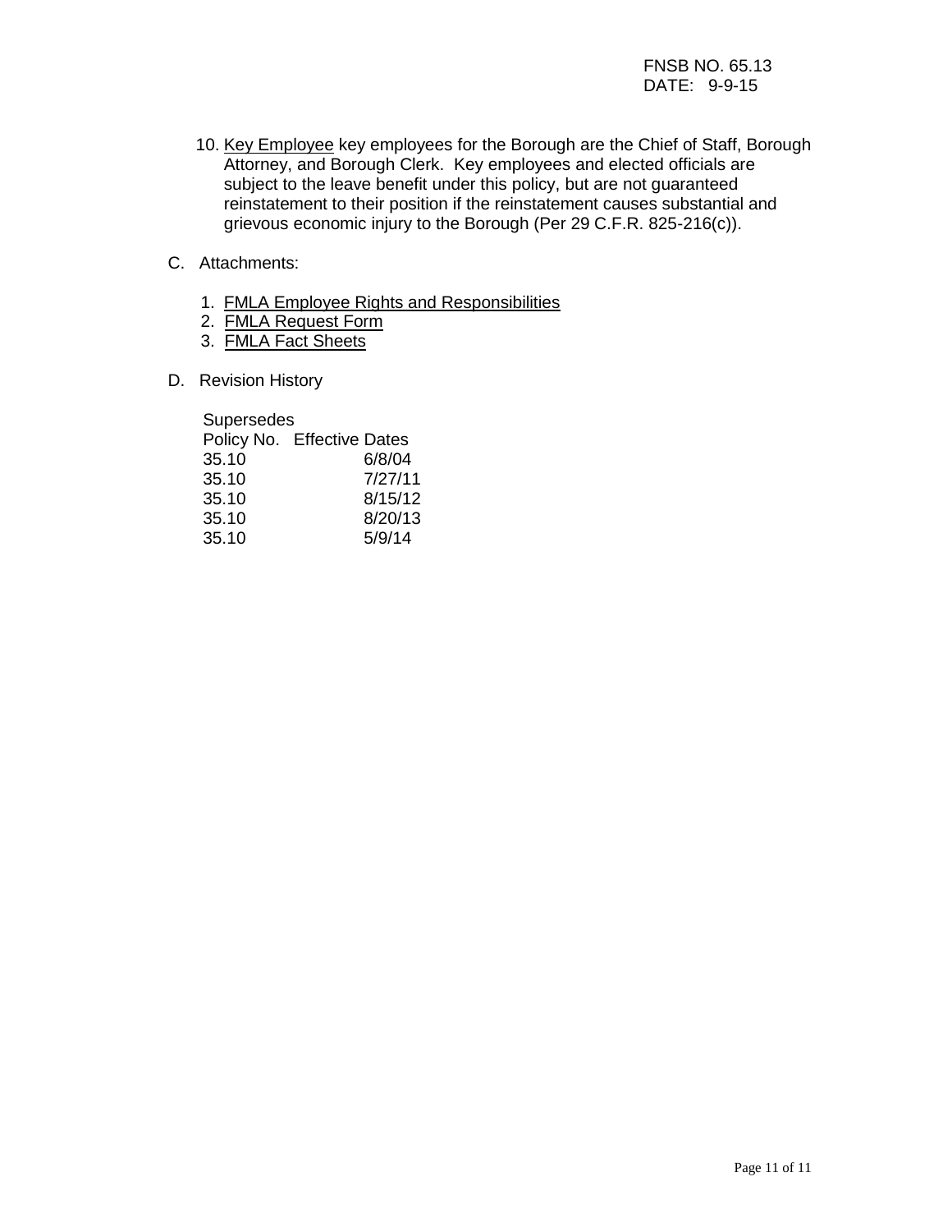10. Key Employee key employees for the Borough are the Chief of Staff, Borough Attorney, and Borough Clerk. Key employees and elected officials are subject to the leave benefit under this policy, but are not guaranteed reinstatement to their position if the reinstatement causes substantial and grievous economic injury to the Borough (Per 29 C.F.R. 825-216(c)).

C. Attachments:

   1. FMLA Employee Rights and Responsibilities
   2. FMLA Request Form
   3. FMLA Fact Sheets

D. Revision History

Supersedes

| Policy No. | Effective Dates |
|---|---|
| 35.10 | 6/8/04 |
| 35.10 | 7/27/11 |
| 35.10 | 8/15/12 |
| 35.10 | 8/20/13 |
| 35.10 | 5/9/14 |